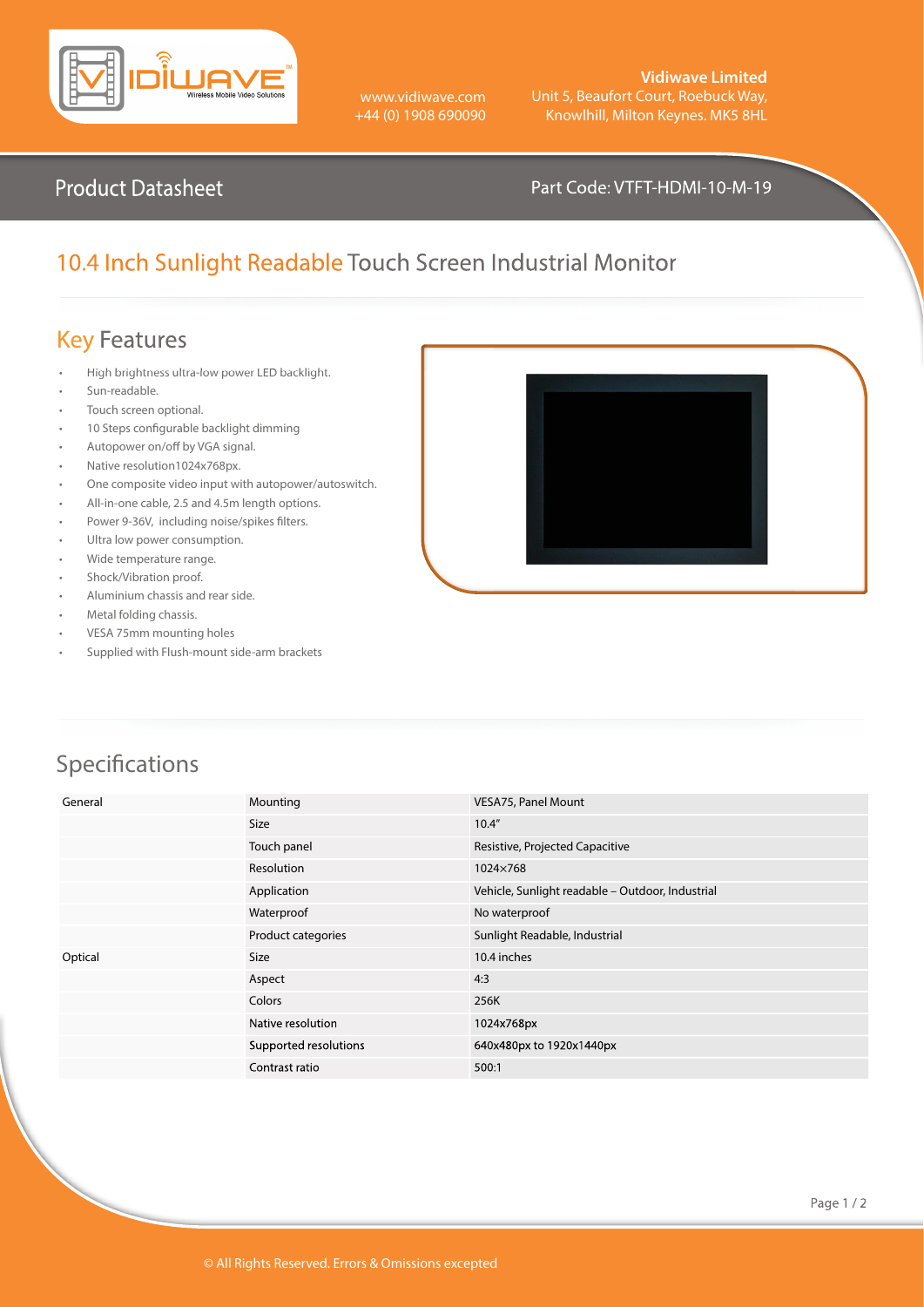Vidiwave Limited
Unit 5, Beaufort Court, Roebuck Way,
Knowlhill, Milton Keynes. MK5 8HL

www.vidiwave.com
+44 (0) 1908 690090

Product Datasheet

Part Code: VTFT-HDMI-10-M-19

# 10.4 Inch Sunlight Readable Touch Screen Industrial Monitor

## Key Features

- High brightness ultra-low power LED backlight.
- Sun-readable.
- Touch screen optional.
- 10 Steps configurable backlight dimming
- Autopower on/off by VGA signal.
- Native resolution1024x768px.
- One composite video input with autopower/autoswitch.
- All-in-one cable, 2.5 and 4.5m length options.
- Power 9-36V, including noise/spikes filters.
- Ultra low power consumption.
- Wide temperature range.
- Shock/Vibration proof.
- Aluminium chassis and rear side.
- Metal folding chassis.
- VESA 75mm mounting holes
- Supplied with Flush-mount side-arm brackets

## Specifications

| | | |
|---|---|---|
| General | Mounting | VESA75, Panel Mount |
| | Size | 10.4″ |
| | Touch panel | Resistive, Projected Capacitive |
| | Resolution | 1024×768 |
| | Application | Vehicle, Sunlight readable – Outdoor, Industrial |
| | Waterproof | No waterproof |
| | Product categories | Sunlight Readable, Industrial |
| Optical | Size | 10.4 inches |
| | Aspect | 4:3 |
| | Colors | 256K |
| | Native resolution | 1024x768px |
| | Supported resolutions | 640x480px to 1920x1440px |
| | Contrast ratio | 500:1 |

© All Rights Reserved. Errors & Omissions excepted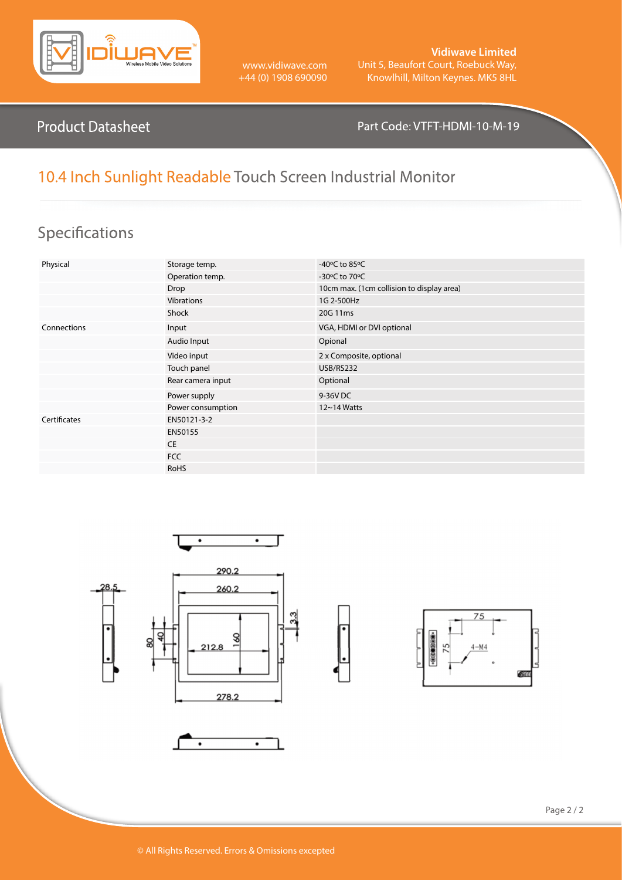Vidiwave Limited
Unit 5, Beaufort Court, Roebuck Way,
Knowlhill, Milton Keynes. MK5 8HL

www.vidiwave.com
+44 (0) 1908 690090

Product Datasheet

Part Code: VTFT-HDMI-10-M-19

# 10.4 Inch Sunlight Readable Touch Screen Industrial Monitor

## Specifications

| | | |
|---|---|---|
| Physical | Storage temp. | -40ºC to 85ºC |
| | Operation temp. | -30ºC to 70ºC |
| | Drop | 10cm max. (1cm collision to display area) |
| | Vibrations | 1G 2-500Hz |
| | Shock | 20G 11ms |
| Connections | Input | VGA, HDMI or DVI optional |
| | Audio Input | Opional |
| | Video input | 2 x Composite, optional |
| | Touch panel | USB/RS232 |
| | Rear camera input | Optional |
| | Power supply | 9-36V DC |
| | Power consumption | 12~14 Watts |
| Certificates | EN50121-3-2 | |
| | EN50155 | |
| | CE | |
| | FCC | |
| | RoHS | |

28.5
290.2
260.2
3.3
80
40
212.8
160
278.2
75
75
4-M4

© All Rights Reserved. Errors & Omissions excepted